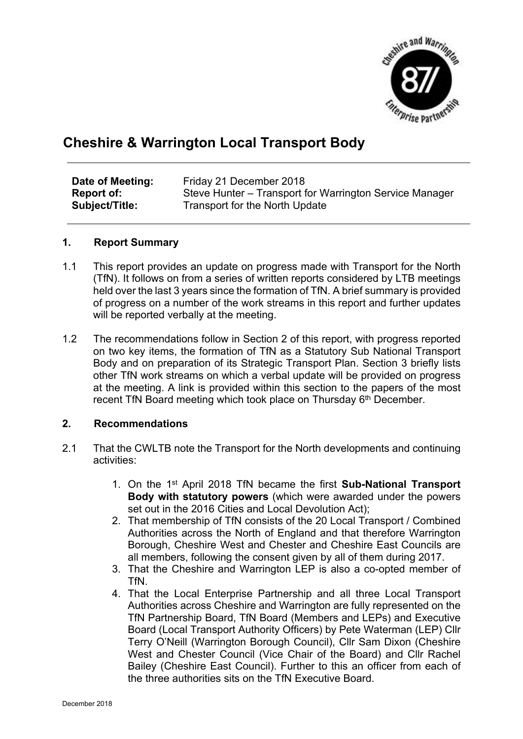# Cheshire & Warrington Local Transport Body

**Date of Meeting:** Friday 21 December 2018
**Report of:** Steve Hunter – Transport for Warrington Service Manager
**Subject/Title:** Transport for the North Update

## 1. Report Summary

1.1 This report provides an update on progress made with Transport for the North (TfN). It follows on from a series of written reports considered by LTB meetings held over the last 3 years since the formation of TfN. A brief summary is provided of progress on a number of the work streams in this report and further updates will be reported verbally at the meeting.

1.2 The recommendations follow in Section 2 of this report, with progress reported on two key items, the formation of TfN as a Statutory Sub National Transport Body and on preparation of its Strategic Transport Plan. Section 3 briefly lists other TfN work streams on which a verbal update will be provided on progress at the meeting. A link is provided within this section to the papers of the most recent TfN Board meeting which took place on Thursday 6th December.

## 2. Recommendations

2.1 That the CWLTB note the Transport for the North developments and continuing activities:

1. On the 1st April 2018 TfN became the first **Sub-National Transport Body with statutory powers** (which were awarded under the powers set out in the 2016 Cities and Local Devolution Act);
2. That membership of TfN consists of the 20 Local Transport / Combined Authorities across the North of England and that therefore Warrington Borough, Cheshire West and Chester and Cheshire East Councils are all members, following the consent given by all of them during 2017.
3. That the Cheshire and Warrington LEP is also a co-opted member of TfN.
4. That the Local Enterprise Partnership and all three Local Transport Authorities across Cheshire and Warrington are fully represented on the TfN Partnership Board, TfN Board (Members and LEPs) and Executive Board (Local Transport Authority Officers) by Pete Waterman (LEP) Cllr Terry O'Neill (Warrington Borough Council), Cllr Sam Dixon (Cheshire West and Chester Council (Vice Chair of the Board) and Cllr Rachel Bailey (Cheshire East Council). Further to this an officer from each of the three authorities sits on the TfN Executive Board.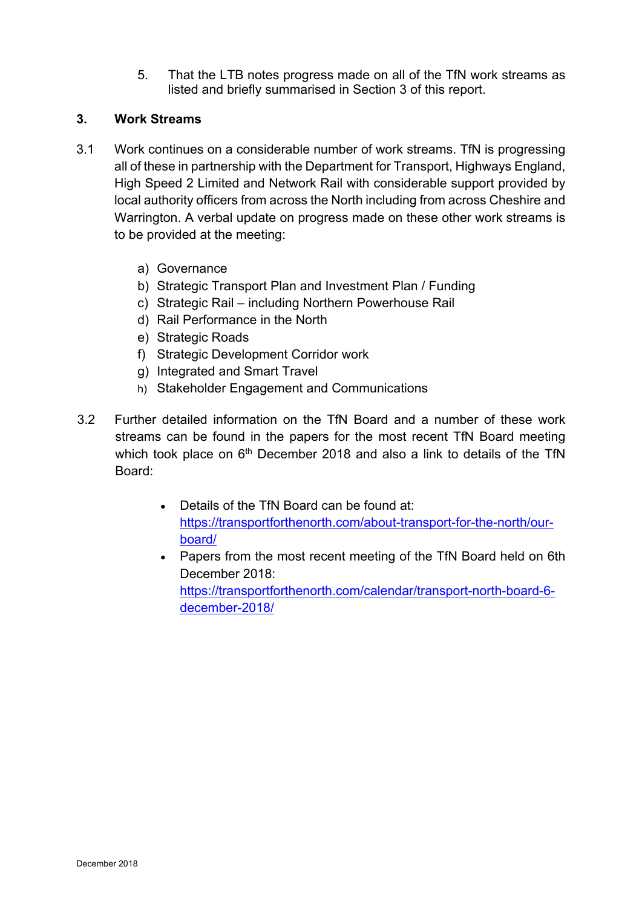5. That the LTB notes progress made on all of the TfN work streams as listed and briefly summarised in Section 3 of this report.

## 3. Work Streams

3.1 Work continues on a considerable number of work streams. TfN is progressing all of these in partnership with the Department for Transport, Highways England, High Speed 2 Limited and Network Rail with considerable support provided by local authority officers from across the North including from across Cheshire and Warrington. A verbal update on progress made on these other work streams is to be provided at the meeting:

a) Governance
b) Strategic Transport Plan and Investment Plan / Funding
c) Strategic Rail – including Northern Powerhouse Rail
d) Rail Performance in the North
e) Strategic Roads
f) Strategic Development Corridor work
g) Integrated and Smart Travel
h) Stakeholder Engagement and Communications

3.2 Further detailed information on the TfN Board and a number of these work streams can be found in the papers for the most recent TfN Board meeting which took place on 6th December 2018 and also a link to details of the TfN Board:

- Details of the TfN Board can be found at: https://transportforthenorth.com/about-transport-for-the-north/our-board/
- Papers from the most recent meeting of the TfN Board held on 6th December 2018: https://transportforthenorth.com/calendar/transport-north-board-6-december-2018/